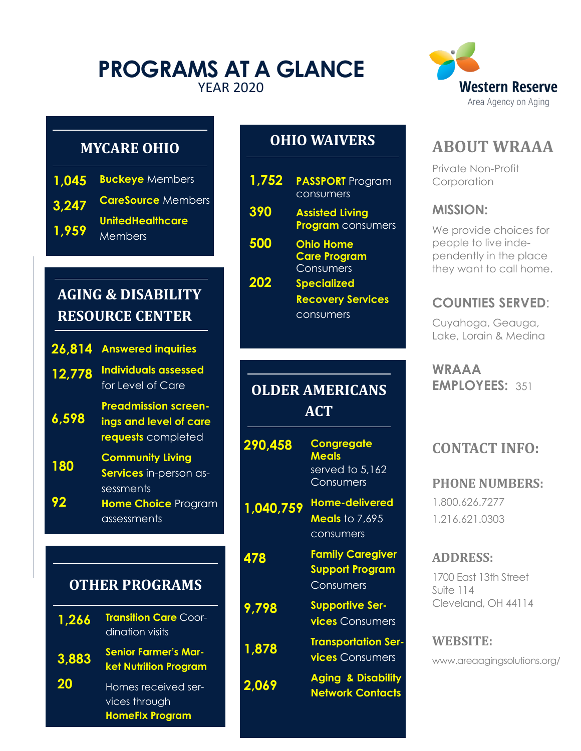# PROGRAMS AT A GLANCE

YEAR 2020

Western Reserve
Area Agency on Aging

## MYCARE OHIO

- **1,045** **Buckeye** Members
- **3,247** **CareSource** Members
- **1,959** **UnitedHealthcare** Members

## AGING & DISABILITY RESOURCE CENTER

- **26,814** **Answered inquiries**
- **12,778** **Individuals assessed** for Level of Care
- **6,598** **Preadmission screenings and level of care requests** completed
- **180** **Community Living Services** in-person assessments
- **92** **Home Choice** Program assessments

## OTHER PROGRAMS

- **1,266** **Transition Care** Coordination visits
- **3,883** **Senior Farmer's Market Nutrition Program**
- **20** Homes received services through **HomeFIx Program**

## OHIO WAIVERS

- **1,752** **PASSPORT** Program consumers
- **390** **Assisted Living Program** consumers
- **500** **Ohio Home Care Program** Consumers
- **202** **Specialized Recovery Services** consumers

## OLDER AMERICANS ACT

- **290,458** **Congregate Meals** served to 5,162 Consumers
- **1,040,759** **Home-delivered Meals** to 7,695 consumers
- **478** **Family Caregiver Support Program** Consumers
- **9,798** **Supportive Services** Consumers
- **1,878** **Transportation Services** Consumers
- **2,069** **Aging & Disability Network Contacts**

## ABOUT WRAAA

Private Non-Profit Corporation

### MISSION:

We provide choices for people to live independently in the place they want to call home.

### COUNTIES SERVED:

Cuyahoga, Geauga, Lake, Lorain & Medina

### WRAAA EMPLOYEES: 351

## CONTACT INFO:

### PHONE NUMBERS:

1.800.626.7277

1.216.621.0303

### ADDRESS:

1700 East 13th Street
Suite 114
Cleveland, OH 44114

### WEBSITE:

www.areaagingsolutions.org/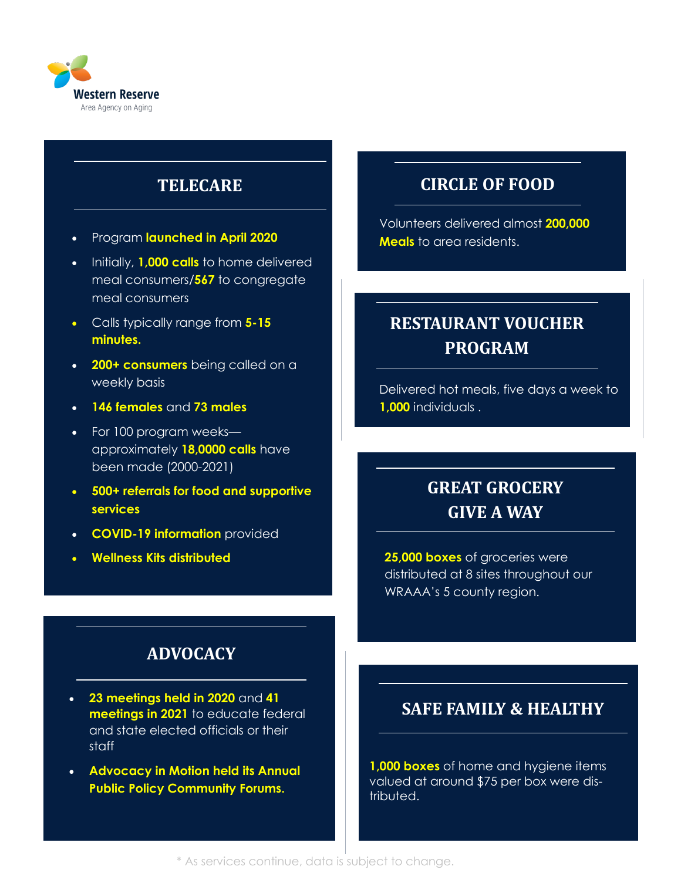Western Reserve
Area Agency on Aging

## TELECARE

- Program **launched in April 2020**
- Initially, **1,000 calls** to home delivered meal consumers/**567** to congregate meal consumers
- Calls typically range from **5-15 minutes.**
- **200+ consumers** being called on a weekly basis
- **146 females** and **73 males**
- For 100 program weeks—approximately **18,0000 calls** have been made (2000-2021)
- **500+ referrals for food and supportive services**
- **COVID-19 information** provided
- **Wellness Kits distributed**

## ADVOCACY

- **23 meetings held in 2020** and **41 meetings in 2021** to educate federal and state elected officials or their staff
- **Advocacy in Motion held its Annual Public Policy Community Forums.**

## CIRCLE OF FOOD

Volunteers delivered almost **200,000 Meals** to area residents.

## RESTAURANT VOUCHER PROGRAM

Delivered hot meals, five days a week to **1,000** individuals .

## GREAT GROCERY GIVE A WAY

**25,000 boxes** of groceries were distributed at 8 sites throughout our WRAAA's 5 county region.

## SAFE FAMILY & HEALTHY

**1,000 boxes** of home and hygiene items valued at around $75 per box were distributed.

* As services continue, data is subject to change.